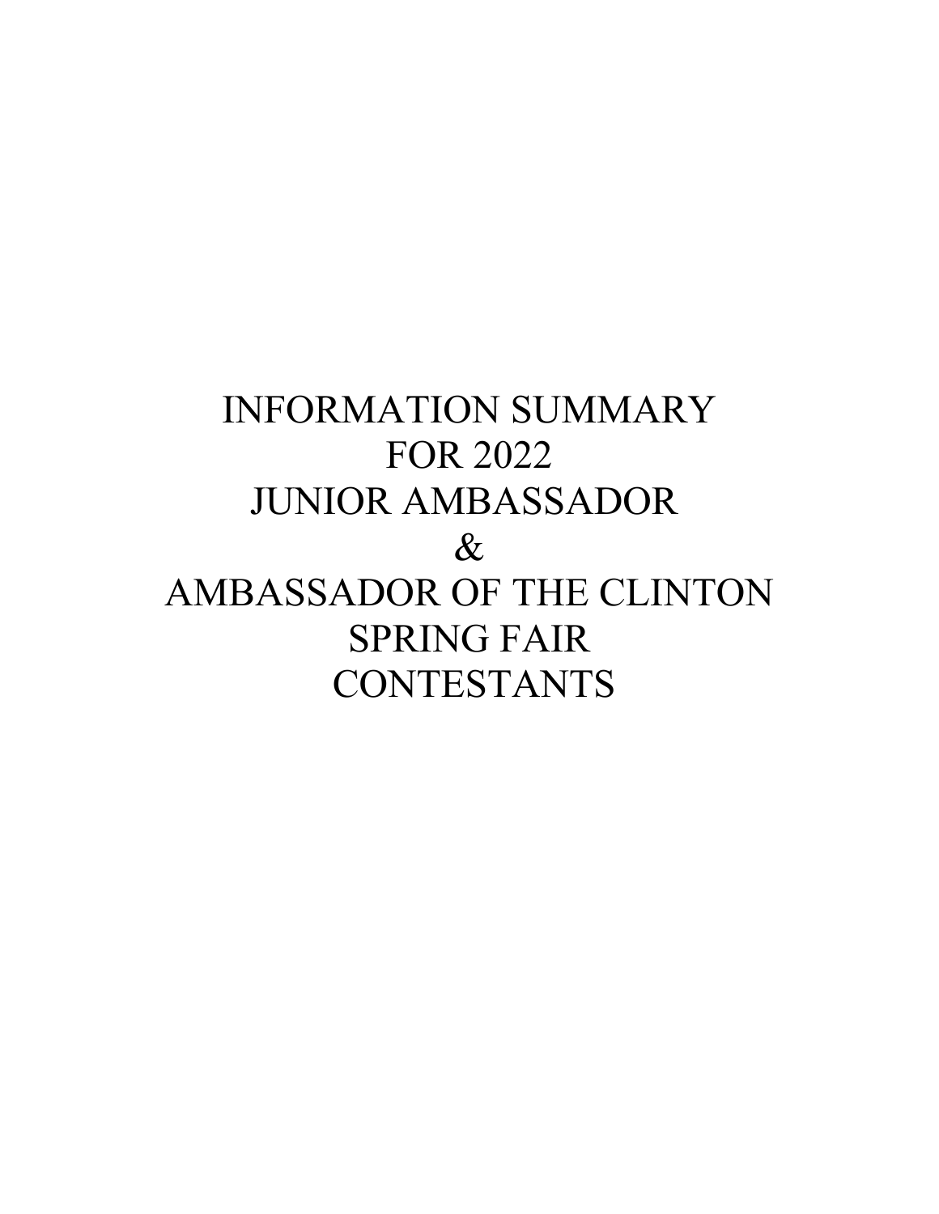# INFORMATION SUMMARY FOR 2022 JUNIOR AMBASSADOR & AMBASSADOR OF THE CLINTON SPRING FAIR CONTESTANTS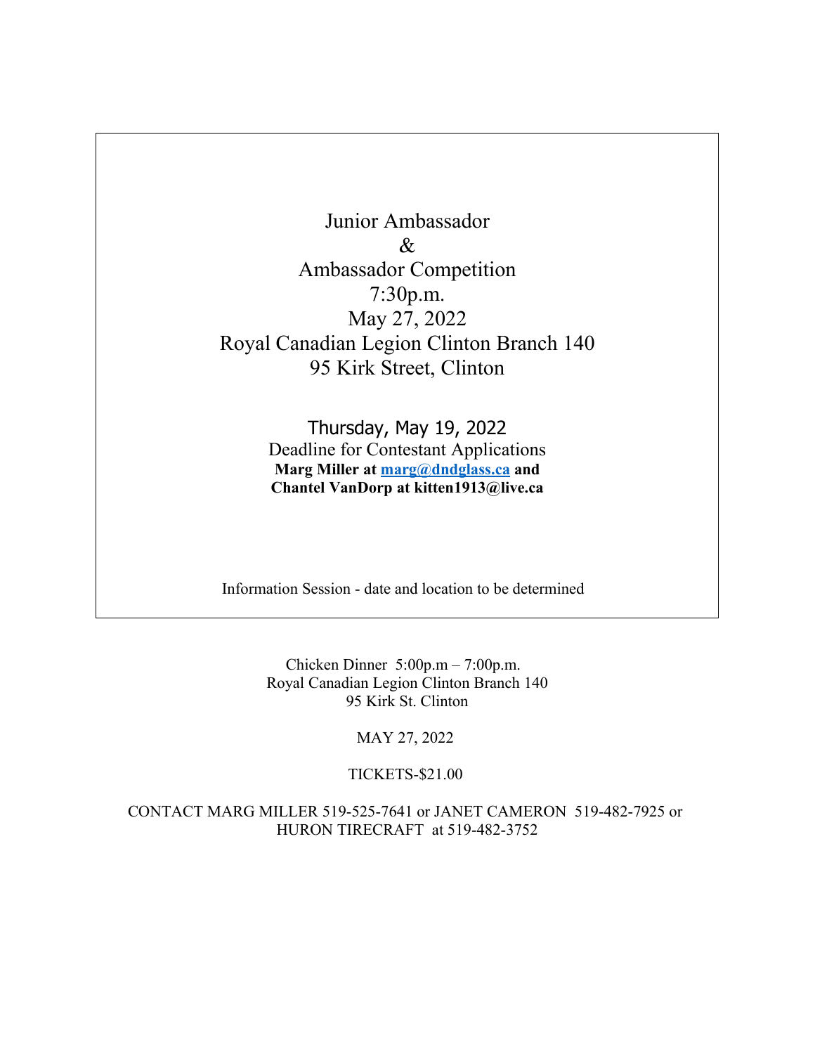Junior Ambassador

&

Ambassador Competition

7:30p.m.

May 27, 2022

Royal Canadian Legion Clinton Branch 140

95 Kirk Street, Clinton

Thursday, May 19, 2022

Deadline for Contestant Applications

**Marg Miller at marg@dndglass.ca and**

**Chantel VanDorp at kitten1913@live.ca**

Information Session - date and location to be determined

Chicken Dinner 5:00p.m – 7:00p.m.

Royal Canadian Legion Clinton Branch 140

95 Kirk St. Clinton

MAY 27, 2022

TICKETS-$21.00

CONTACT MARG MILLER 519-525-7641 or JANET CAMERON 519-482-7925 or HURON TIRECRAFT at 519-482-3752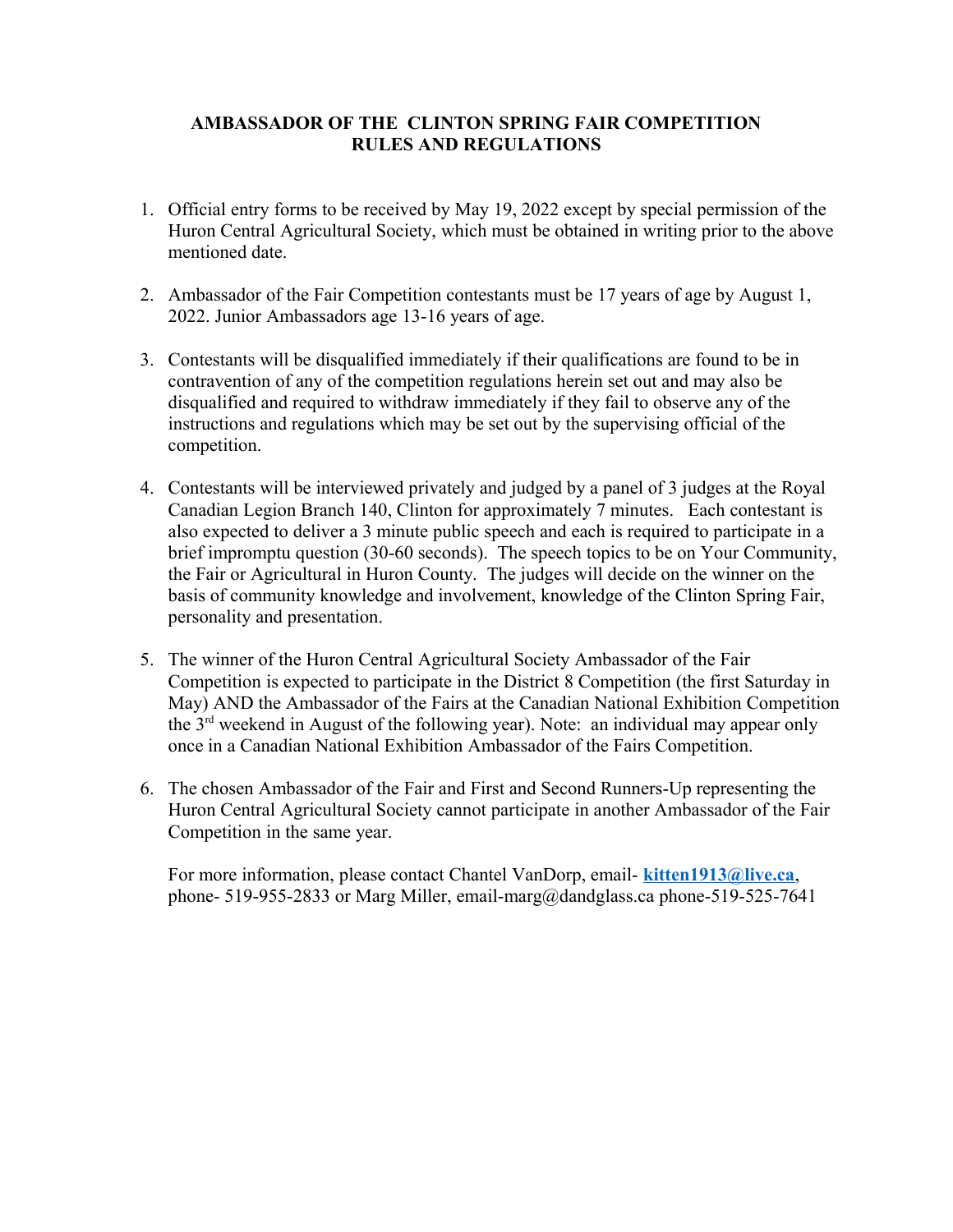**AMBASSADOR OF THE CLINTON SPRING FAIR COMPETITION RULES AND REGULATIONS**

1. Official entry forms to be received by May 19, 2022 except by special permission of the Huron Central Agricultural Society, which must be obtained in writing prior to the above mentioned date.

2. Ambassador of the Fair Competition contestants must be 17 years of age by August 1, 2022. Junior Ambassadors age 13-16 years of age.

3. Contestants will be disqualified immediately if their qualifications are found to be in contravention of any of the competition regulations herein set out and may also be disqualified and required to withdraw immediately if they fail to observe any of the instructions and regulations which may be set out by the supervising official of the competition.

4. Contestants will be interviewed privately and judged by a panel of 3 judges at the Royal Canadian Legion Branch 140, Clinton for approximately 7 minutes. Each contestant is also expected to deliver a 3 minute public speech and each is required to participate in a brief impromptu question (30-60 seconds). The speech topics to be on Your Community, the Fair or Agricultural in Huron County. The judges will decide on the winner on the basis of community knowledge and involvement, knowledge of the Clinton Spring Fair, personality and presentation.

5. The winner of the Huron Central Agricultural Society Ambassador of the Fair Competition is expected to participate in the District 8 Competition (the first Saturday in May) AND the Ambassador of the Fairs at the Canadian National Exhibition Competition the 3rd weekend in August of the following year). Note: an individual may appear only once in a Canadian National Exhibition Ambassador of the Fairs Competition.

6. The chosen Ambassador of the Fair and First and Second Runners-Up representing the Huron Central Agricultural Society cannot participate in another Ambassador of the Fair Competition in the same year.

   For more information, please contact Chantel VanDorp, email- **kitten1913@live.ca**, phone- 519-955-2833 or Marg Miller, email-marg@dandglass.ca phone-519-525-7641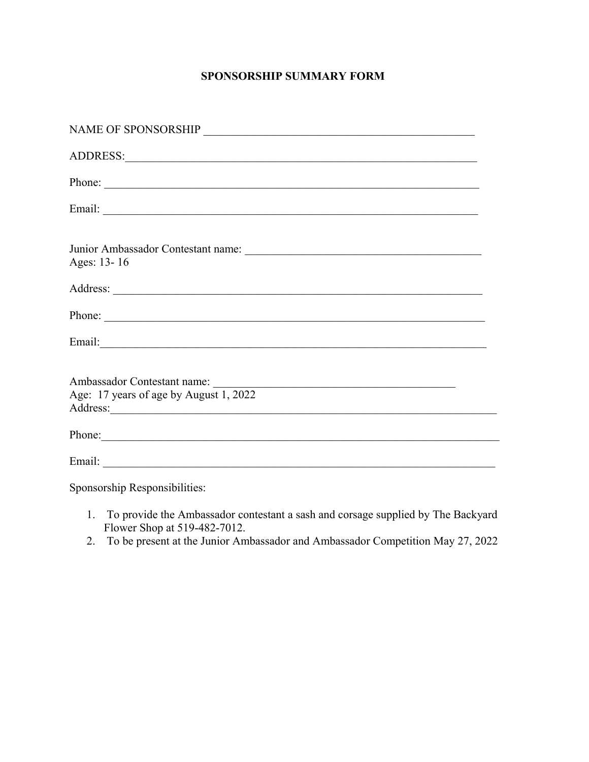# SPONSORSHIP SUMMARY FORM

NAME OF SPONSORSHIP ___________________________________________________

ADDRESS:_________________________________________________________________

Phone: ____________________________________________________________________

Email: ____________________________________________________________________

Junior Ambassador Contestant name: ________________________________________
Ages: 13- 16

Address: __________________________________________________________________

Phone: ____________________________________________________________________

Email:_____________________________________________________________________

Ambassador Contestant name: ______________________________________________
Age: 17 years of age by August 1, 2022
Address:___________________________________________________________________

Phone:_____________________________________________________________________

Email: ____________________________________________________________________

Sponsorship Responsibilities:

1. To provide the Ambassador contestant a sash and corsage supplied by The Backyard Flower Shop at 519-482-7012.
2. To be present at the Junior Ambassador and Ambassador Competition May 27, 2022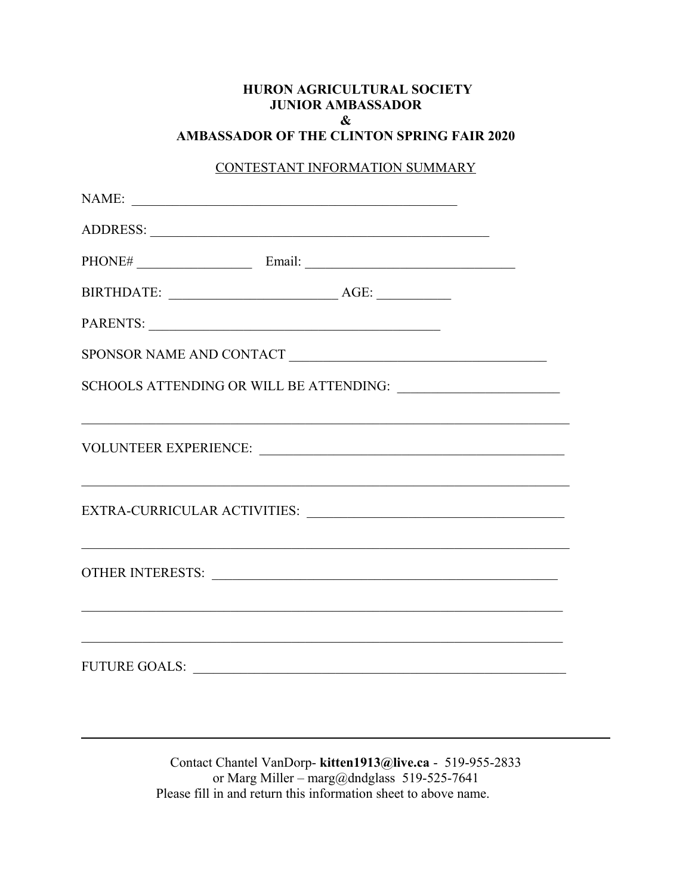**HURON AGRICULTURAL SOCIETY**
**JUNIOR AMBASSADOR**
**&**
**AMBASSADOR OF THE CLINTON SPRING FAIR 2020**

CONTESTANT INFORMATION SUMMARY

NAME: ____________________________________________

ADDRESS: ____________________________________________

PHONE# ________________ Email: ______________________________

BIRTHDATE: ________________________ AGE: __________

PARENTS: __________________________________________

SPONSOR NAME AND CONTACT ____________________________________

SCHOOLS ATTENDING OR WILL BE ATTENDING: ______________________

______________________________________________________________________

VOLUNTEER EXPERIENCE: ______________________________________________

______________________________________________________________________

EXTRA-CURRICULAR ACTIVITIES: ____________________________________

______________________________________________________________________

OTHER INTERESTS: __________________________________________________

______________________________________________________________________

______________________________________________________________________

FUTURE GOALS: ______________________________________________________

---

Contact Chantel VanDorp- **kitten1913@live.ca** - 519-955-2833
or Marg Miller – marg@dndglass 519-525-7641
Please fill in and return this information sheet to above name.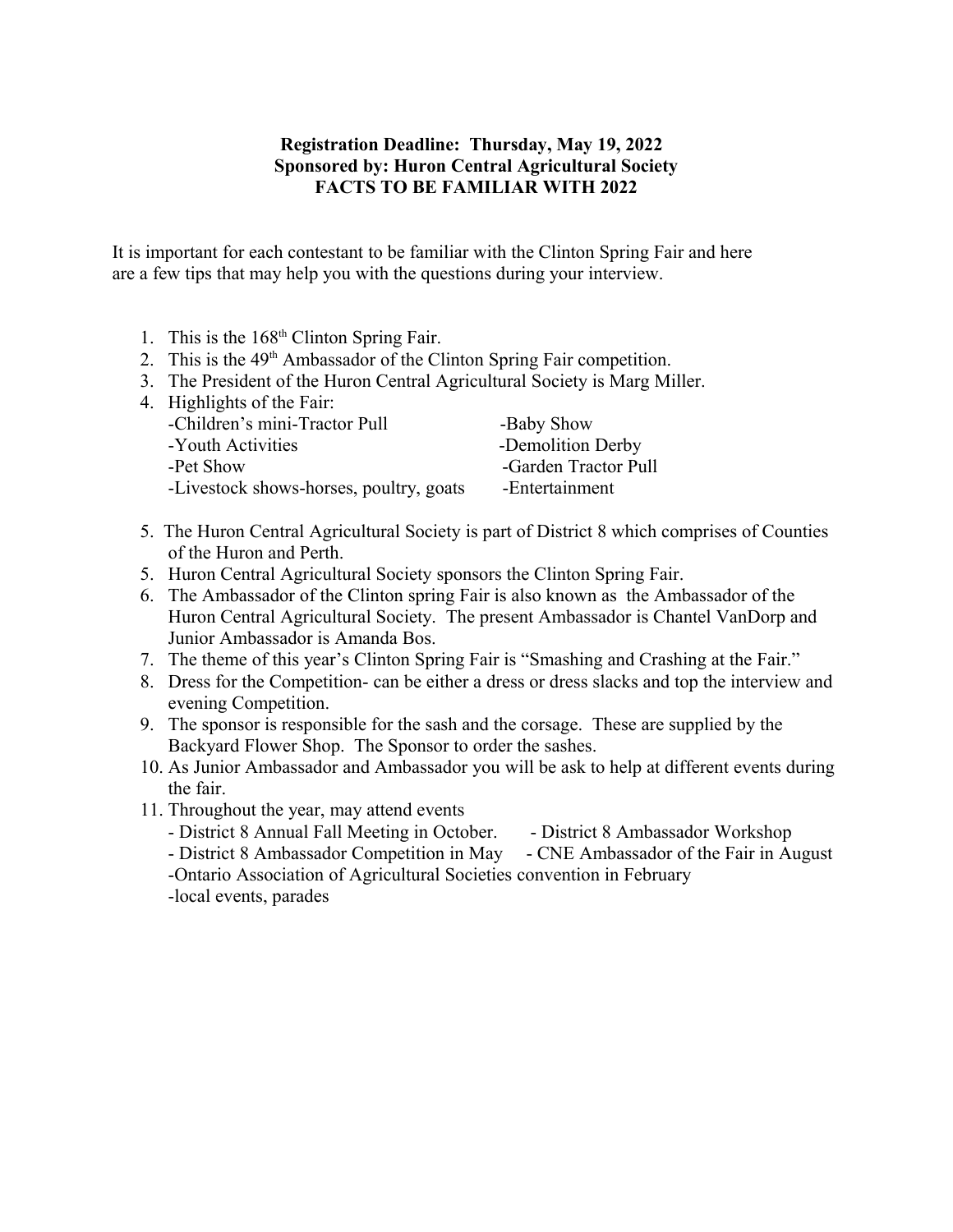**Registration Deadline: Thursday, May 19, 2022**
**Sponsored by: Huron Central Agricultural Society**
**FACTS TO BE FAMILIAR WITH 2022**

It is important for each contestant to be familiar with the Clinton Spring Fair and here are a few tips that may help you with the questions during your interview.

1. This is the 168th Clinton Spring Fair.
2. This is the 49th Ambassador of the Clinton Spring Fair competition.
3. The President of the Huron Central Agricultural Society is Marg Miller.
4. Highlights of the Fair:
   - -Children's mini-Tractor Pull
   - -Baby Show
   - -Youth Activities
   - -Demolition Derby
   - -Pet Show
   - -Garden Tractor Pull
   - -Livestock shows-horses, poultry, goats
   - -Entertainment

5. The Huron Central Agricultural Society is part of District 8 which comprises of Counties of the Huron and Perth.
5. Huron Central Agricultural Society sponsors the Clinton Spring Fair.
6. The Ambassador of the Clinton spring Fair is also known as the Ambassador of the Huron Central Agricultural Society. The present Ambassador is Chantel VanDorp and Junior Ambassador is Amanda Bos.
7. The theme of this year's Clinton Spring Fair is "Smashing and Crashing at the Fair."
8. Dress for the Competition- can be either a dress or dress slacks and top the interview and evening Competition.
9. The sponsor is responsible for the sash and the corsage. These are supplied by the Backyard Flower Shop. The Sponsor to order the sashes.
10. As Junior Ambassador and Ambassador you will be ask to help at different events during the fair.
11. Throughout the year, may attend events
    - - District 8 Annual Fall Meeting in October.
    - - District 8 Ambassador Workshop
    - - District 8 Ambassador Competition in May
    - - CNE Ambassador of the Fair in August
    - -Ontario Association of Agricultural Societies convention in February
    - -local events, parades